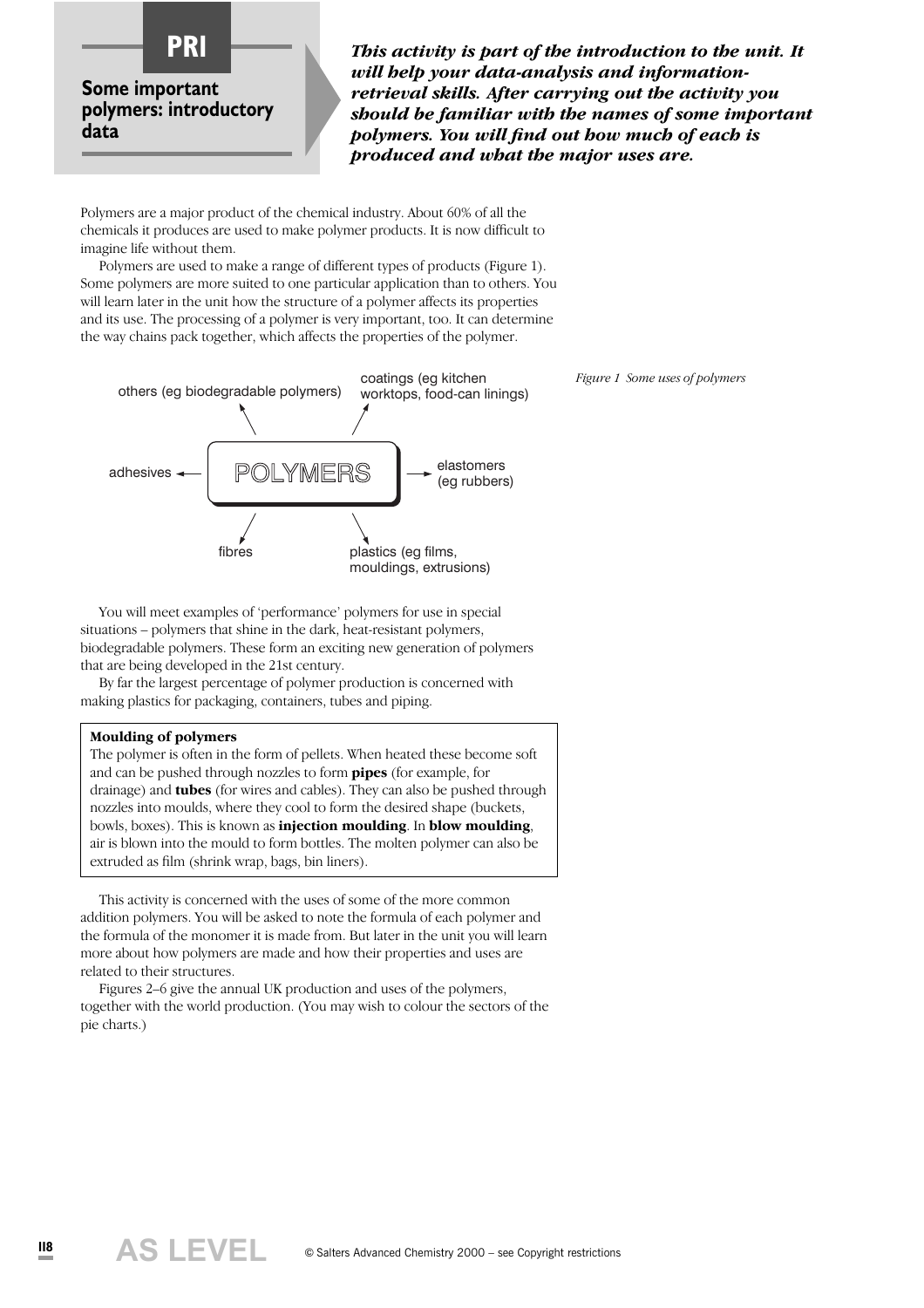# PRI

## Some important polymers: introductory data

***This activity is part of the introduction to the unit. It will help your data-analysis and information-retrieval skills. After carrying out the activity you should be familiar with the names of some important polymers. You will find out how much of each is produced and what the major uses are.***

Polymers are a major product of the chemical industry. About 60% of all the chemicals it produces are used to make polymer products. It is now difficult to imagine life without them.

Polymers are used to make a range of different types of products (Figure 1). Some polymers are more suited to one particular application than to others. You will learn later in the unit how the structure of a polymer affects its properties and its use. The processing of a polymer is very important, too. It can determine the way chains pack together, which affects the properties of the polymer.

POLYMERS → others (eg biodegradable polymers); coatings (eg kitchen worktops, food-can linings); elastomers (eg rubbers); plastics (eg films, mouldings, extrusions); fibres; adhesives

*Figure 1 Some uses of polymers*

You will meet examples of 'performance' polymers for use in special situations – polymers that shine in the dark, heat-resistant polymers, biodegradable polymers. These form an exciting new generation of polymers that are being developed in the 21st century.

By far the largest percentage of polymer production is concerned with making plastics for packaging, containers, tubes and piping.

> **Moulding of polymers**
> The polymer is often in the form of pellets. When heated these become soft and can be pushed through nozzles to form **pipes** (for example, for drainage) and **tubes** (for wires and cables). They can also be pushed through nozzles into moulds, where they cool to form the desired shape (buckets, bowls, boxes). This is known as **injection moulding**. In **blow moulding**, air is blown into the mould to form bottles. The molten polymer can also be extruded as film (shrink wrap, bags, bin liners).

This activity is concerned with the uses of some of the more common addition polymers. You will be asked to note the formula of each polymer and the formula of the monomer it is made from. But later in the unit you will learn more about how polymers are made and how their properties and uses are related to their structures.

Figures 2–6 give the annual UK production and uses of the polymers, together with the world production. (You may wish to colour the sectors of the pie charts.)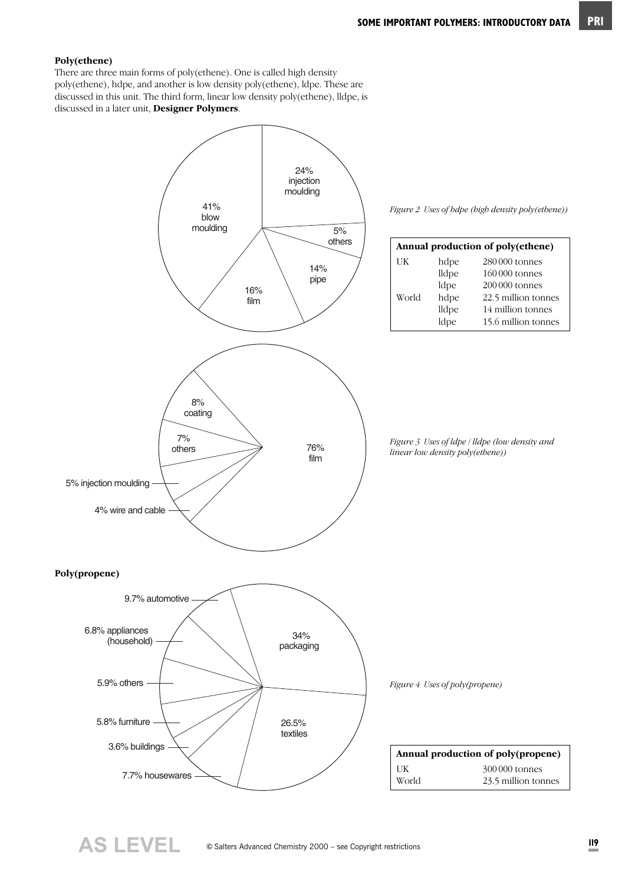## Poly(ethene)

There are three main forms of poly(ethene). One is called high density poly(ethene), hdpe, and another is low density poly(ethene), ldpe. These are discussed in this unit. The third form, linear low density poly(ethene), lldpe, is discussed in a later unit, **Designer Polymers**.

24% injection moulding
5% others
14% pipe
16% film
41% blow moulding

*Figure 2 Uses of hdpe (high density poly(ethene))*

| **Annual production of poly(ethene)** | | |
|---|---|---|
| UK | hdpe | 280 000 tonnes |
| | lldpe | 160 000 tonnes |
| | ldpe | 200 000 tonnes |
| World | hdpe | 22.5 million tonnes |
| | lldpe | 14 million tonnes |
| | ldpe | 15.6 million tonnes |

76% film
8% coating
7% others
5% injection moulding
4% wire and cable

*Figure 3 Uses of ldpe / lldpe (low density and linear low density poly(ethene))*

## Poly(propene)

34% packaging
26.5% textiles
7.7% housewares
3.6% buildings
5.8% furniture
5.9% others
6.8% appliances (household)
9.7% automotive

*Figure 4 Uses of poly(propene)*

| **Annual production of poly(propene)** | |
|---|---|
| UK | 300 000 tonnes |
| World | 23.5 million tonnes |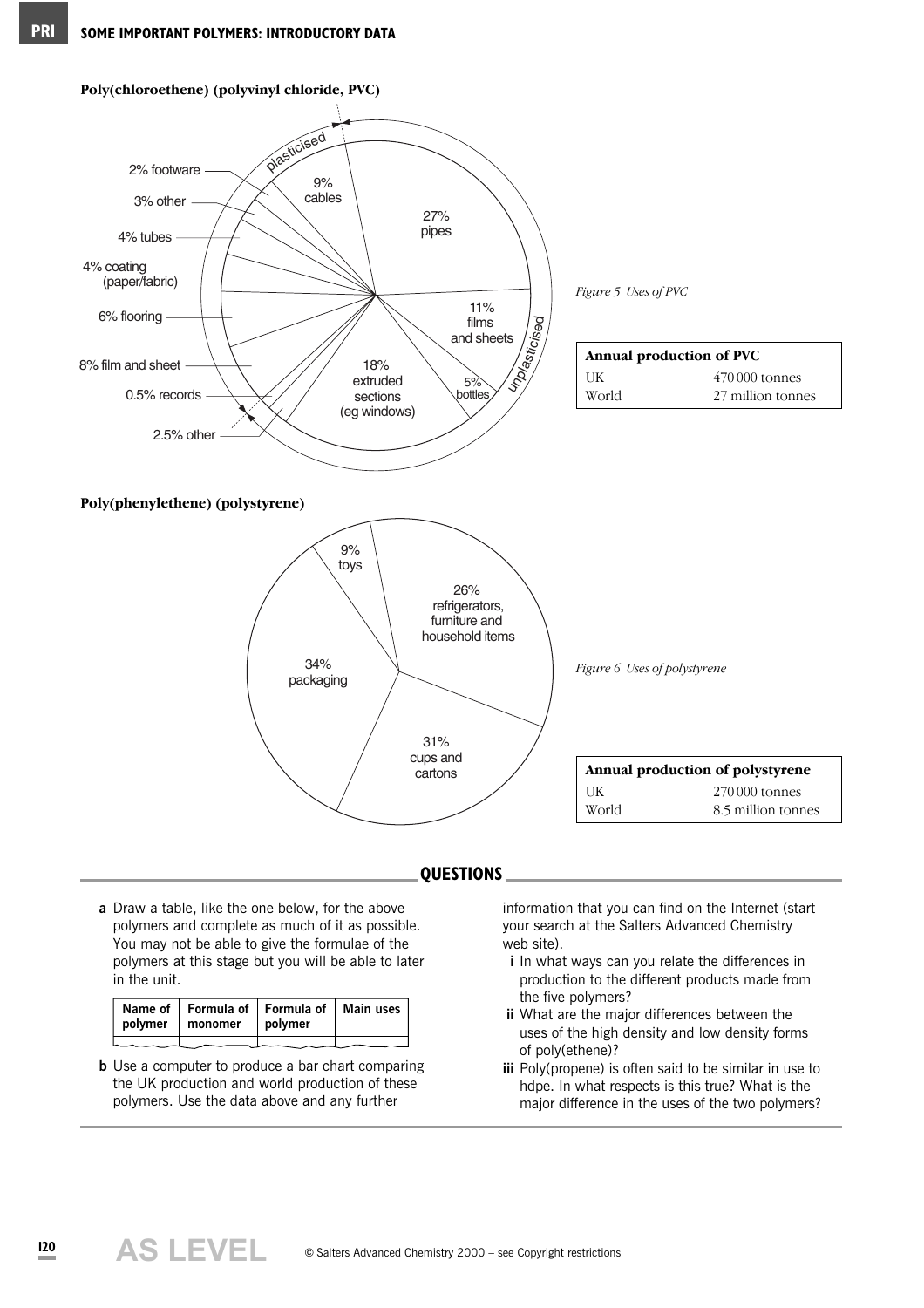**Poly(chloroethene) (polyvinyl chloride, PVC)**

plasticised

- 2% footware
- 3% other
- 4% tubes
- 4% coating (paper/fabric)
- 6% flooring
- 8% film and sheet
- 0.5% records
- 2.5% other
- 9% cables

unplasticised

- 27% pipes
- 11% films and sheets
- 5% bottles
- 18% extruded sections (eg windows)

*Figure 5 Uses of PVC*

| Annual production of PVC | |
|---|---|
| UK | 470 000 tonnes |
| World | 27 million tonnes |

**Poly(phenylethene) (polystyrene)**

- 9% toys
- 26% refrigerators, furniture and household items
- 34% packaging
- 31% cups and cartons

*Figure 6 Uses of polystyrene*

| Annual production of polystyrene | |
|---|---|
| UK | 270 000 tonnes |
| World | 8.5 million tonnes |

## QUESTIONS

**a** Draw a table, like the one below, for the above polymers and complete as much of it as possible. You may not be able to give the formulae of the polymers at this stage but you will be able to later in the unit.

| Name of polymer | Formula of monomer | Formula of polymer | Main uses |
|---|---|---|---|
| | | | |

**b** Use a computer to produce a bar chart comparing the UK production and world production of these polymers. Use the data above and any further information that you can find on the Internet (start your search at the Salters Advanced Chemistry web site).

- **i** In what ways can you relate the differences in production to the different products made from the five polymers?
- **ii** What are the major differences between the uses of the high density and low density forms of poly(ethene)?
- **iii** Poly(propene) is often said to be similar in use to hdpe. In what respects is this true? What is the major difference in the uses of the two polymers?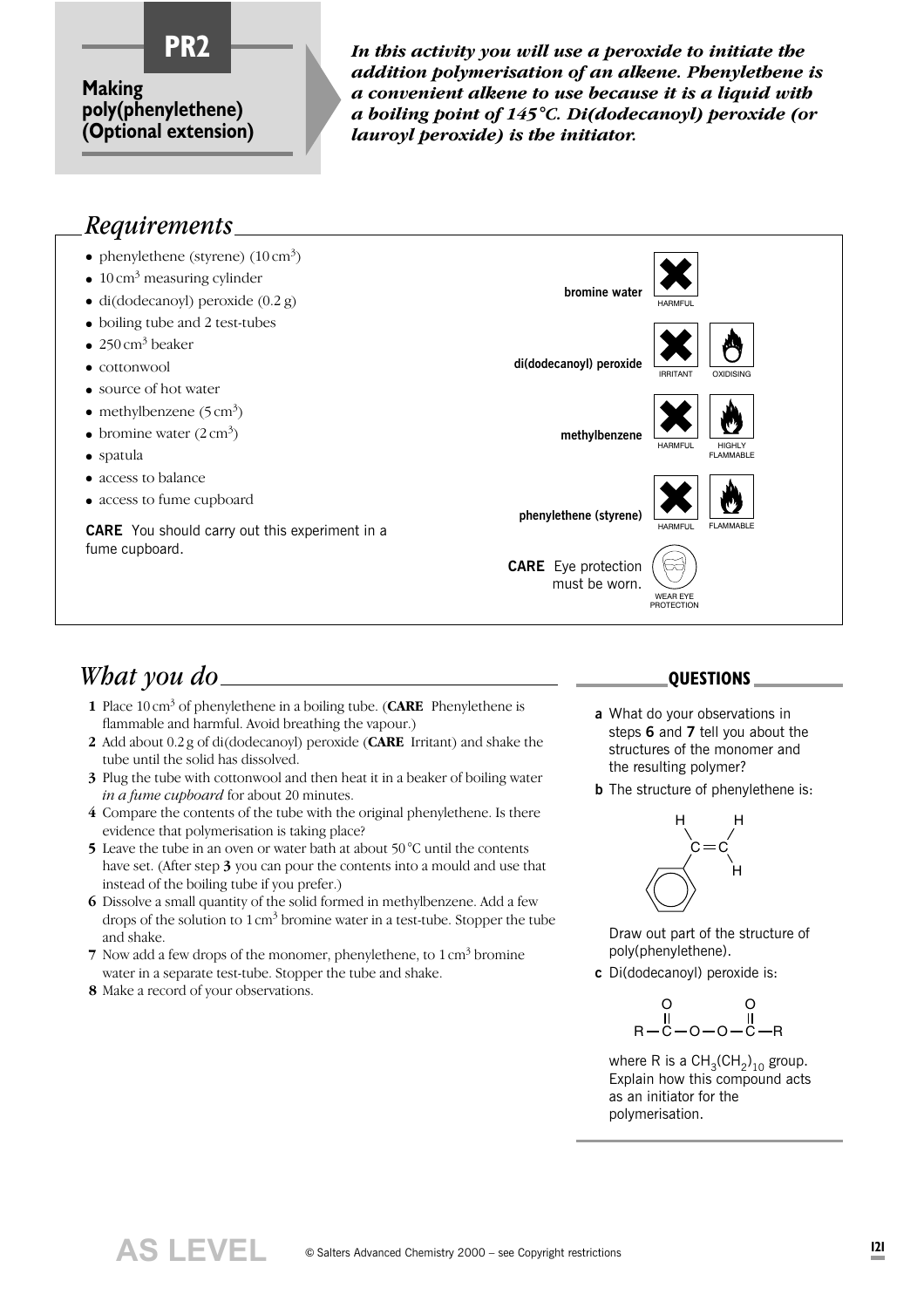# PR2

## Making poly(phenylethene) (Optional extension)

***In this activity you will use a peroxide to initiate the addition polymerisation of an alkene. Phenylethene is a convenient alkene to use because it is a liquid with a boiling point of 145 °C. Di(dodecanoyl) peroxide (or lauroyl peroxide) is the initiator.***

## Requirements

- phenylethene (styrene) ($10\,cm^3$)
- $10\,cm^3$ measuring cylinder
- di(dodecanoyl) peroxide (0.2 g)
- boiling tube and 2 test-tubes
- $250\,cm^3$ beaker
- cottonwool
- source of hot water
- methylbenzene ($5\,cm^3$)
- bromine water ($2\,cm^3$)
- spatula
- access to balance
- access to fume cupboard

**CARE** You should carry out this experiment in a fume cupboard.

**bromine water** — HARMFUL

**di(dodecanoyl) peroxide** — IRRITANT, OXIDISING

**methylbenzene** — HARMFUL, HIGHLY FLAMMABLE

**phenylethene (styrene)** — HARMFUL, FLAMMABLE

**CARE** Eye protection must be worn. — WEAR EYE PROTECTION

## What you do

1. Place $10\,cm^3$ of phenylethene in a boiling tube. (**CARE** Phenylethene is flammable and harmful. Avoid breathing the vapour.)
2. Add about 0.2 g of di(dodecanoyl) peroxide (**CARE** Irritant) and shake the tube until the solid has dissolved.
3. Plug the tube with cottonwool and then heat it in a beaker of boiling water *in a fume cupboard* for about 20 minutes.
4. Compare the contents of the tube with the original phenylethene. Is there evidence that polymerisation is taking place?
5. Leave the tube in an oven or water bath at about 50 °C until the contents have set. (After step **3** you can pour the contents into a mould and use that instead of the boiling tube if you prefer.)
6. Dissolve a small quantity of the solid formed in methylbenzene. Add a few drops of the solution to $1\,cm^3$ bromine water in a test-tube. Stopper the tube and shake.
7. Now add a few drops of the monomer, phenylethene, to $1\,cm^3$ bromine water in a separate test-tube. Stopper the tube and shake.
8. Make a record of your observations.

## QUESTIONS

**a** What do your observations in steps **6** and **7** tell you about the structures of the monomer and the resulting polymer?

**b** The structure of phenylethene is:

$$C_6H_5CH{=}CH_2$$

Draw out part of the structure of poly(phenylethene).

**c** Di(dodecanoyl) peroxide is:

$$R{-}\overset{\displaystyle O}{\overset{\|}{C}}{-}O{-}O{-}\overset{\displaystyle O}{\overset{\|}{C}}{-}R$$

where R is a $CH_3(CH_2)_{10}$ group. Explain how this compound acts as an initiator for the polymerisation.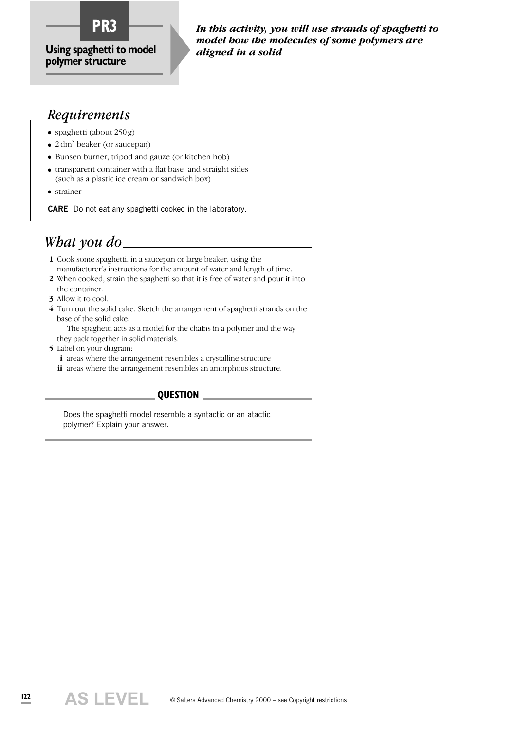# PR3

## Using spaghetti to model polymer structure

***In this activity, you will use strands of spaghetti to model how the molecules of some polymers are aligned in a solid***

## *Requirements*

- spaghetti (about 250 g)
- 2 $dm^3$ beaker (or saucepan)
- Bunsen burner, tripod and gauze (or kitchen hob)
- transparent container with a flat base and straight sides (such as a plastic ice cream or sandwich box)
- strainer

**CARE** Do not eat any spaghetti cooked in the laboratory.

## *What you do*

**1** Cook some spaghetti, in a saucepan or large beaker, using the manufacturer's instructions for the amount of water and length of time.

**2** When cooked, strain the spaghetti so that it is free of water and pour it into the container.

**3** Allow it to cool.

**4** Turn out the solid cake. Sketch the arrangement of spaghetti strands on the base of the solid cake.

The spaghetti acts as a model for the chains in a polymer and the way they pack together in solid materials.

**5** Label on your diagram:

**i** areas where the arrangement resembles a crystalline structure

**ii** areas where the arrangement resembles an amorphous structure.

### QUESTION

Does the spaghetti model resemble a syntactic or an atactic polymer? Explain your answer.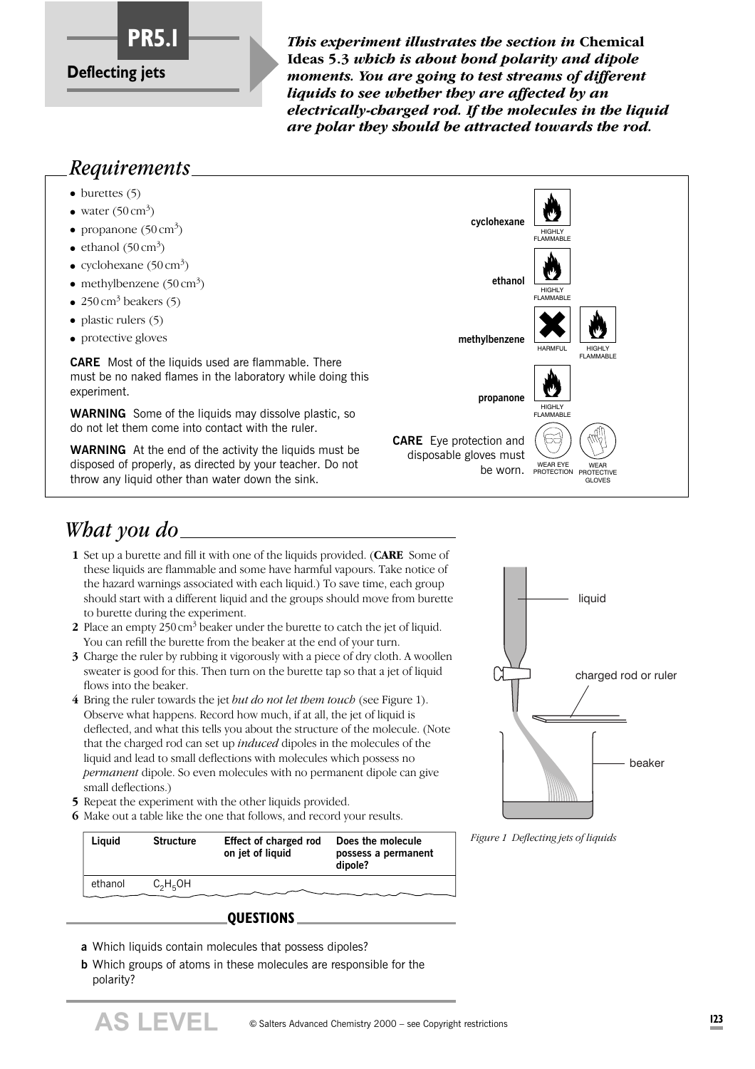# PR5.1

## Deflecting jets

***This experiment illustrates the section in* Chemical Ideas 5.3 *which is about bond polarity and dipole moments. You are going to test streams of different liquids to see whether they are affected by an electrically-charged rod. If the molecules in the liquid are polar they should be attracted towards the rod.***

## *Requirements*

- burettes (5)
- water ($50\,cm^3$)
- propanone ($50\,cm^3$)
- ethanol ($50\,cm^3$)
- cyclohexane ($50\,cm^3$)
- methylbenzene ($50\,cm^3$)
- $250\,cm^3$ beakers (5)
- plastic rulers (5)
- protective gloves

**CARE** Most of the liquids used are flammable. There must be no naked flames in the laboratory while doing this experiment.

**WARNING** Some of the liquids may dissolve plastic, so do not let them come into contact with the ruler.

**WARNING** At the end of the activity the liquids must be disposed of properly, as directed by your teacher. Do not throw any liquid other than water down the sink.

**cyclohexane** HIGHLY FLAMMABLE

**ethanol** HIGHLY FLAMMABLE

**methylbenzene** HARMFUL, HIGHLY FLAMMABLE

**propanone** HIGHLY FLAMMABLE

**CARE** Eye protection and disposable gloves must be worn. WEAR EYE PROTECTION, WEAR PROTECTIVE GLOVES

## *What you do*

1. Set up a burette and fill it with one of the liquids provided. (**CARE** Some of these liquids are flammable and some have harmful vapours. Take notice of the hazard warnings associated with each liquid.) To save time, each group should start with a different liquid and the groups should move from burette to burette during the experiment.
2. Place an empty $250\,cm^3$ beaker under the burette to catch the jet of liquid. You can refill the burette from the beaker at the end of your turn.
3. Charge the ruler by rubbing it vigorously with a piece of dry cloth. A woollen sweater is good for this. Then turn on the burette tap so that a jet of liquid flows into the beaker.
4. Bring the ruler towards the jet *but do not let them touch* (see Figure 1). Observe what happens. Record how much, if at all, the jet of liquid is deflected, and what this tells you about the structure of the molecule. (Note that the charged rod can set up *induced* dipoles in the molecules of the liquid and lead to small deflections with molecules which possess no *permanent* dipole. So even molecules with no permanent dipole can give small deflections.)
5. Repeat the experiment with the other liquids provided.
6. Make out a table like the one that follows, and record your results.

| Liquid | Structure | Effect of charged rod on jet of liquid | Does the molecule possess a permanent dipole? |
|---|---|---|---|
| ethanol | $C_2H_5OH$ | | |

Figure 1 labels: liquid; charged rod or ruler; beaker

*Figure 1 Deflecting jets of liquids*

### QUESTIONS

**a** Which liquids contain molecules that possess dipoles?

**b** Which groups of atoms in these molecules are responsible for the polarity?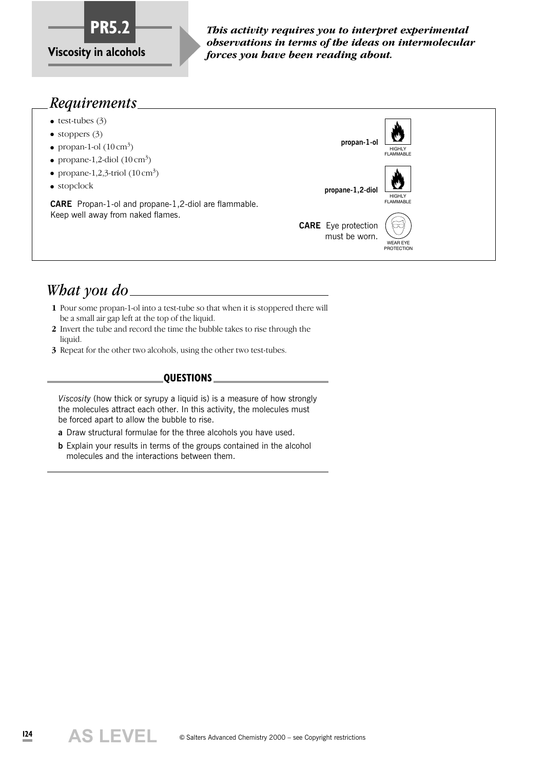# PR5.2

**Viscosity in alcohols**

***This activity requires you to interpret experimental observations in terms of the ideas on intermolecular forces you have been reading about.***

## *Requirements*

- test-tubes (3)
- stoppers (3)
- propan-1-ol (10 $cm^3$)
- propane-1,2-diol (10 $cm^3$)
- propane-1,2,3-triol (10 $cm^3$)
- stopclock

**CARE** Propan-1-ol and propane-1,2-diol are flammable. Keep well away from naked flames.

**propan-1-ol** HIGHLY FLAMMABLE

**propane-1,2-diol** HIGHLY FLAMMABLE

**CARE** Eye protection must be worn. WEAR EYE PROTECTION

## *What you do*

**1** Pour some propan-1-ol into a test-tube so that when it is stoppered there will be a small air gap left at the top of the liquid.

**2** Invert the tube and record the time the bubble takes to rise through the liquid.

**3** Repeat for the other two alcohols, using the other two test-tubes.

### QUESTIONS

*Viscosity* (how thick or syrupy a liquid is) is a measure of how strongly the molecules attract each other. In this activity, the molecules must be forced apart to allow the bubble to rise.

**a** Draw structural formulae for the three alcohols you have used.

**b** Explain your results in terms of the groups contained in the alcohol molecules and the interactions between them.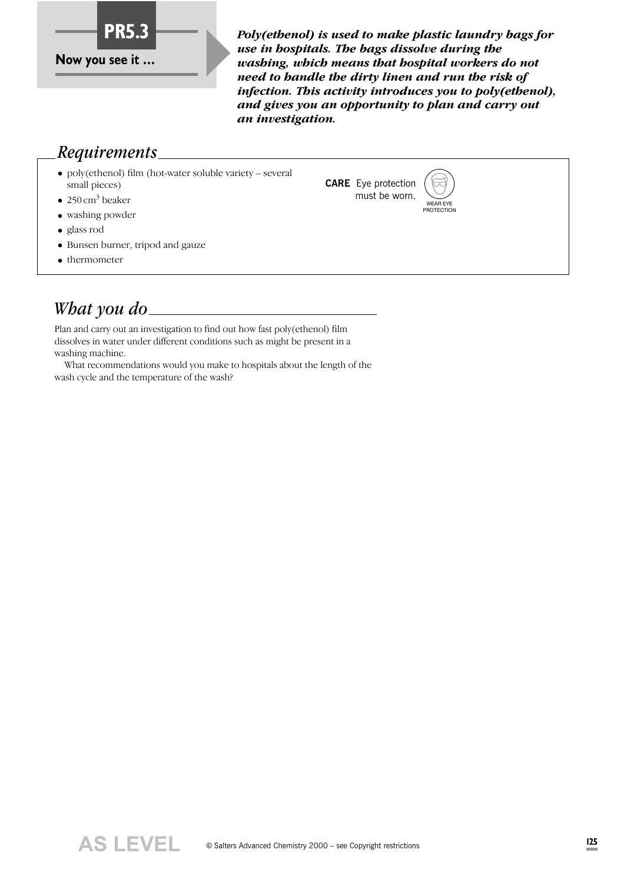# PR5.3

**Now you see it ...**

***Poly(ethenol) is used to make plastic laundry bags for use in hospitals. The bags dissolve during the washing, which means that hospital workers do not need to handle the dirty linen and run the risk of infection. This activity introduces you to poly(ethenol), and gives you an opportunity to plan and carry out an investigation.***

## *Requirements*

- poly(ethenol) film (hot-water soluble variety – several small pieces)
- 250 $cm^3$ beaker
- washing powder
- glass rod
- Bunsen burner, tripod and gauze
- thermometer

**CARE** Eye protection must be worn.

WEAR EYE PROTECTION

## *What you do*

Plan and carry out an investigation to find out how fast poly(ethenol) film dissolves in water under different conditions such as might be present in a washing machine.

What recommendations would you make to hospitals about the length of the wash cycle and the temperature of the wash?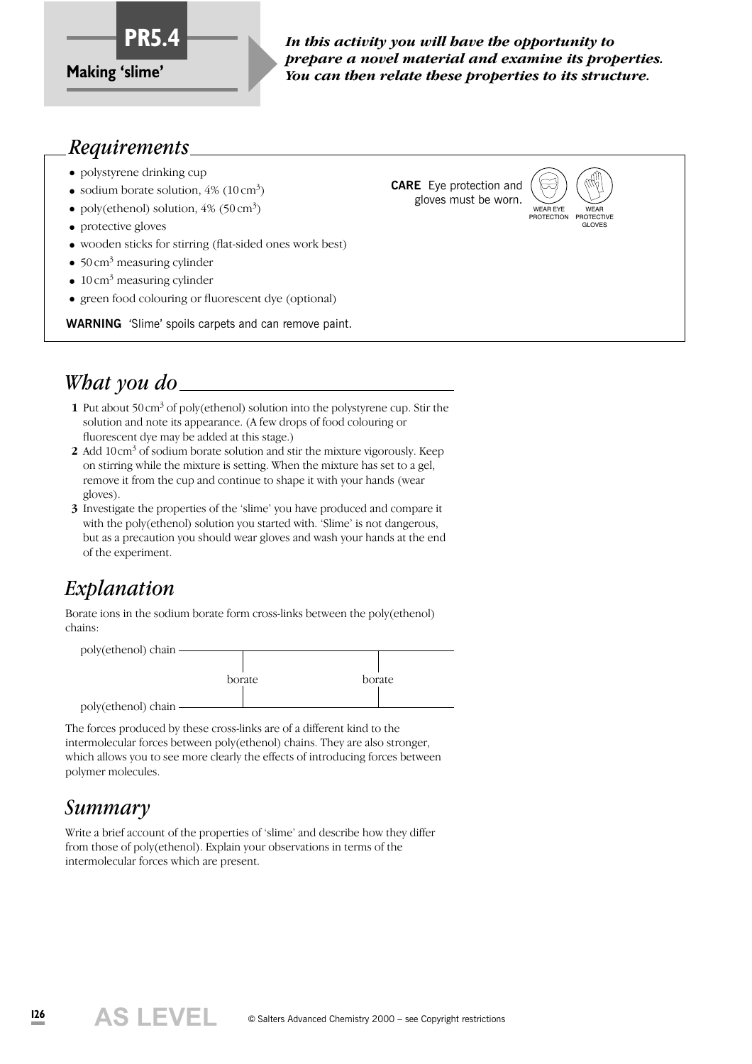# PR5.4

**Making 'slime'**

***In this activity you will have the opportunity to prepare a novel material and examine its properties. You can then relate these properties to its structure.***

## *Requirements*

- polystyrene drinking cup
- sodium borate solution, 4% (10 $cm^3$)
- poly(ethenol) solution, 4% (50 $cm^3$)
- protective gloves
- wooden sticks for stirring (flat-sided ones work best)
- 50 $cm^3$ measuring cylinder
- 10 $cm^3$ measuring cylinder
- green food colouring or fluorescent dye (optional)

**CARE** Eye protection and gloves must be worn.

WEAR EYE PROTECTION　WEAR PROTECTIVE GLOVES

**WARNING** 'Slime' spoils carpets and can remove paint.

## *What you do*

**1** Put about 50 $cm^3$ of poly(ethenol) solution into the polystyrene cup. Stir the solution and note its appearance. (A few drops of food colouring or fluorescent dye may be added at this stage.)

**2** Add 10 $cm^3$ of sodium borate solution and stir the mixture vigorously. Keep on stirring while the mixture is setting. When the mixture has set to a gel, remove it from the cup and continue to shape it with your hands (wear gloves).

**3** Investigate the properties of the 'slime' you have produced and compare it with the poly(ethenol) solution you started with. 'Slime' is not dangerous, but as a precaution you should wear gloves and wash your hands at the end of the experiment.

## *Explanation*

Borate ions in the sodium borate form cross-links between the poly(ethenol) chains:

```
poly(ethenol) chain ─────────────┬──────────────────┬──────
                                 │                  │
                               borate             borate
                                 │                  │
poly(ethenol) chain ─────────────┴──────────────────┴──────
```

The forces produced by these cross-links are of a different kind to the intermolecular forces between poly(ethenol) chains. They are also stronger, which allows you to see more clearly the effects of introducing forces between polymer molecules.

## *Summary*

Write a brief account of the properties of 'slime' and describe how they differ from those of poly(ethenol). Explain your observations in terms of the intermolecular forces which are present.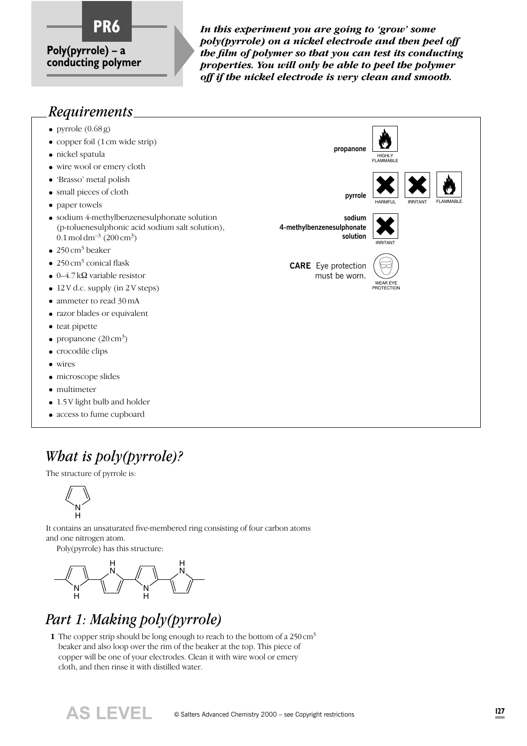# PR6

## Poly(pyrrole) – a conducting polymer

***In this experiment you are going to 'grow' some poly(pyrrole) on a nickel electrode and then peel off the film of polymer so that you can test its conducting properties. You will only be able to peel the polymer off if the nickel electrode is very clean and smooth.***

## *Requirements*

- pyrrole (0.68 g)
- copper foil (1 cm wide strip)
- nickel spatula
- wire wool or emery cloth
- 'Brasso' metal polish
- small pieces of cloth
- paper towels
- sodium 4-methylbenzenesulphonate solution (p-toluenesulphonic acid sodium salt solution), 0.1 mol $dm^{-3}$ (200 $cm^3$)
- 250 $cm^3$ beaker
- 250 $cm^3$ conical flask
- 0–4.7 kΩ variable resistor
- 12 V d.c. supply (in 2 V steps)
- ammeter to read 30 mA
- razor blades or equivalent
- teat pipette
- propanone (20 $cm^3$)
- crocodile clips
- wires
- microscope slides
- multimeter
- 1.5 V light bulb and holder
- access to fume cupboard

**propanone** – HIGHLY FLAMMABLE

**pyrrole** – HARMFUL, IRRITANT, FLAMMABLE

**sodium 4-methylbenzenesulphonate solution** – IRRITANT

**CARE** Eye protection must be worn. – WEAR EYE PROTECTION

## *What is poly(pyrrole)?*

The structure of pyrrole is:

[Structure: five-membered ring with N–H]

It contains an unsaturated five-membered ring consisting of four carbon atoms and one nitrogen atom.

Poly(pyrrole) has this structure:

[Structure: chain of linked pyrrole rings, each with N–H]

## *Part 1: Making poly(pyrrole)*

**1** The copper strip should be long enough to reach to the bottom of a 250 $cm^3$ beaker and also loop over the rim of the beaker at the top. This piece of copper will be one of your electrodes. Clean it with wire wool or emery cloth, and then rinse it with distilled water.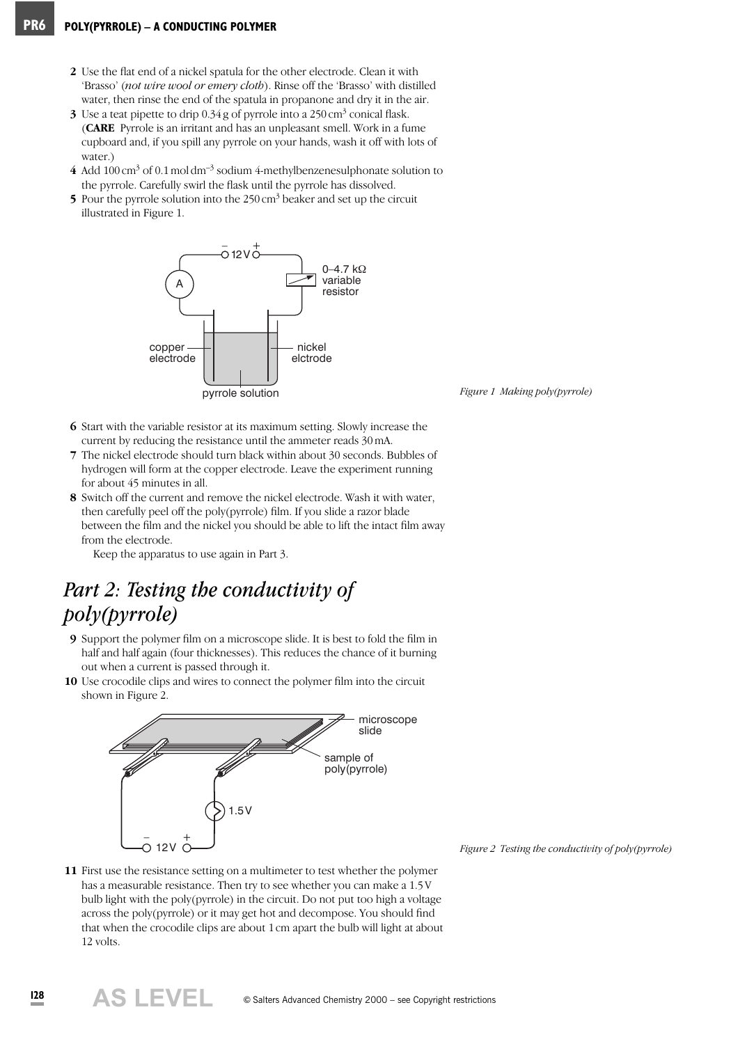**2** Use the flat end of a nickel spatula for the other electrode. Clean it with 'Brasso' (*not wire wool or emery cloth*). Rinse off the 'Brasso' with distilled water, then rinse the end of the spatula in propanone and dry it in the air.

**3** Use a teat pipette to drip 0.34 g of pyrrole into a 250 $cm^3$ conical flask. (**CARE** Pyrrole is an irritant and has an unpleasant smell. Work in a fume cupboard and, if you spill any pyrrole on your hands, wash it off with lots of water.)

**4** Add 100 $cm^3$ of 0.1 mol $dm^{-3}$ sodium 4-methylbenzenesulphonate solution to the pyrrole. Carefully swirl the flask until the pyrrole has dissolved.

**5** Pour the pyrrole solution into the 250 $cm^3$ beaker and set up the circuit illustrated in Figure 1.

*Figure 1 Making poly(pyrrole)*

**6** Start with the variable resistor at its maximum setting. Slowly increase the current by reducing the resistance until the ammeter reads 30 mA.

**7** The nickel electrode should turn black within about 30 seconds. Bubbles of hydrogen will form at the copper electrode. Leave the experiment running for about 45 minutes in all.

**8** Switch off the current and remove the nickel electrode. Wash it with water, then carefully peel off the poly(pyrrole) film. If you slide a razor blade between the film and the nickel you should be able to lift the intact film away from the electrode.

Keep the apparatus to use again in Part 3.

## *Part 2: Testing the conductivity of poly(pyrrole)*

**9** Support the polymer film on a microscope slide. It is best to fold the film in half and half again (four thicknesses). This reduces the chance of it burning out when a current is passed through it.

**10** Use crocodile clips and wires to connect the polymer film into the circuit shown in Figure 2.

*Figure 2 Testing the conductivity of poly(pyrrole)*

**11** First use the resistance setting on a multimeter to test whether the polymer has a measurable resistance. Then try to see whether you can make a 1.5 V bulb light with the poly(pyrrole) in the circuit. Do not put too high a voltage across the poly(pyrrole) or it may get hot and decompose. You should find that when the crocodile clips are about 1 cm apart the bulb will light at about 12 volts.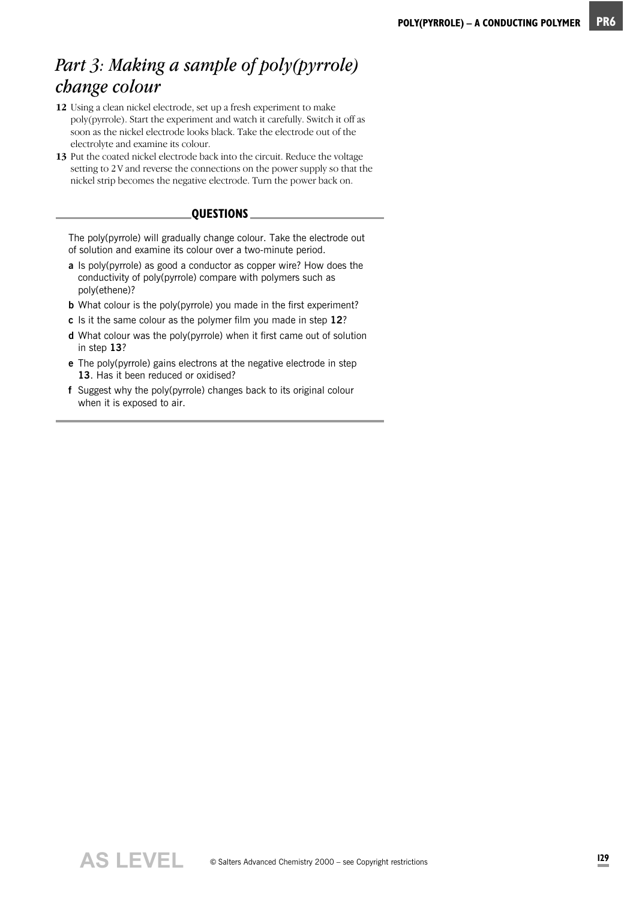## *Part 3: Making a sample of poly(pyrrole) change colour*

**12** Using a clean nickel electrode, set up a fresh experiment to make poly(pyrrole). Start the experiment and watch it carefully. Switch it off as soon as the nickel electrode looks black. Take the electrode out of the electrolyte and examine its colour.

**13** Put the coated nickel electrode back into the circuit. Reduce the voltage setting to 2 V and reverse the connections on the power supply so that the nickel strip becomes the negative electrode. Turn the power back on.

### QUESTIONS

The poly(pyrrole) will gradually change colour. Take the electrode out of solution and examine its colour over a two-minute period.

**a** Is poly(pyrrole) as good a conductor as copper wire? How does the conductivity of poly(pyrrole) compare with polymers such as poly(ethene)?

**b** What colour is the poly(pyrrole) you made in the first experiment?

**c** Is it the same colour as the polymer film you made in step **12**?

**d** What colour was the poly(pyrrole) when it first came out of solution in step **13**?

**e** The poly(pyrrole) gains electrons at the negative electrode in step **13**. Has it been reduced or oxidised?

**f** Suggest why the poly(pyrrole) changes back to its original colour when it is exposed to air.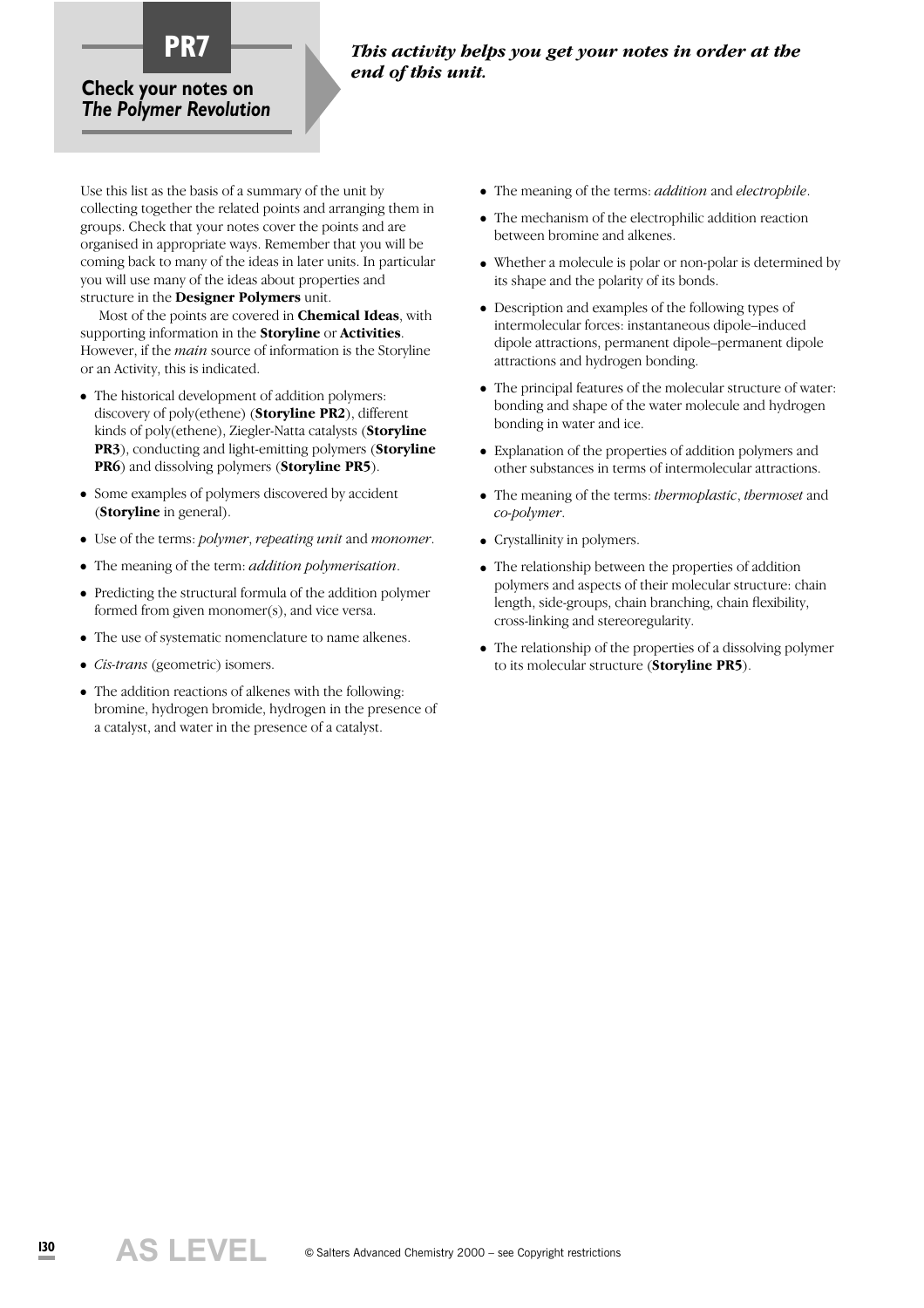# PR7

## Check your notes on *The Polymer Revolution*

***This activity helps you get your notes in order at the end of this unit.***

Use this list as the basis of a summary of the unit by collecting together the related points and arranging them in groups. Check that your notes cover the points and are organised in appropriate ways. Remember that you will be coming back to many of the ideas in later units. In particular you will use many of the ideas about properties and structure in the **Designer Polymers** unit.

Most of the points are covered in **Chemical Ideas**, with supporting information in the **Storyline** or **Activities**. However, if the *main* source of information is the Storyline or an Activity, this is indicated.

- The historical development of addition polymers: discovery of poly(ethene) (**Storyline PR2**), different kinds of poly(ethene), Ziegler-Natta catalysts (**Storyline PR3**), conducting and light-emitting polymers (**Storyline PR6**) and dissolving polymers (**Storyline PR5**).
- Some examples of polymers discovered by accident (**Storyline** in general).
- Use of the terms: *polymer*, *repeating unit* and *monomer*.
- The meaning of the term: *addition polymerisation*.
- Predicting the structural formula of the addition polymer formed from given monomer(s), and vice versa.
- The use of systematic nomenclature to name alkenes.
- *Cis-trans* (geometric) isomers.
- The addition reactions of alkenes with the following: bromine, hydrogen bromide, hydrogen in the presence of a catalyst, and water in the presence of a catalyst.
- The meaning of the terms: *addition* and *electrophile*.
- The mechanism of the electrophilic addition reaction between bromine and alkenes.
- Whether a molecule is polar or non-polar is determined by its shape and the polarity of its bonds.
- Description and examples of the following types of intermolecular forces: instantaneous dipole–induced dipole attractions, permanent dipole–permanent dipole attractions and hydrogen bonding.
- The principal features of the molecular structure of water: bonding and shape of the water molecule and hydrogen bonding in water and ice.
- Explanation of the properties of addition polymers and other substances in terms of intermolecular attractions.
- The meaning of the terms: *thermoplastic*, *thermoset* and *co-polymer*.
- Crystallinity in polymers.
- The relationship between the properties of addition polymers and aspects of their molecular structure: chain length, side-groups, chain branching, chain flexibility, cross-linking and stereoregularity.
- The relationship of the properties of a dissolving polymer to its molecular structure (**Storyline PR5**).